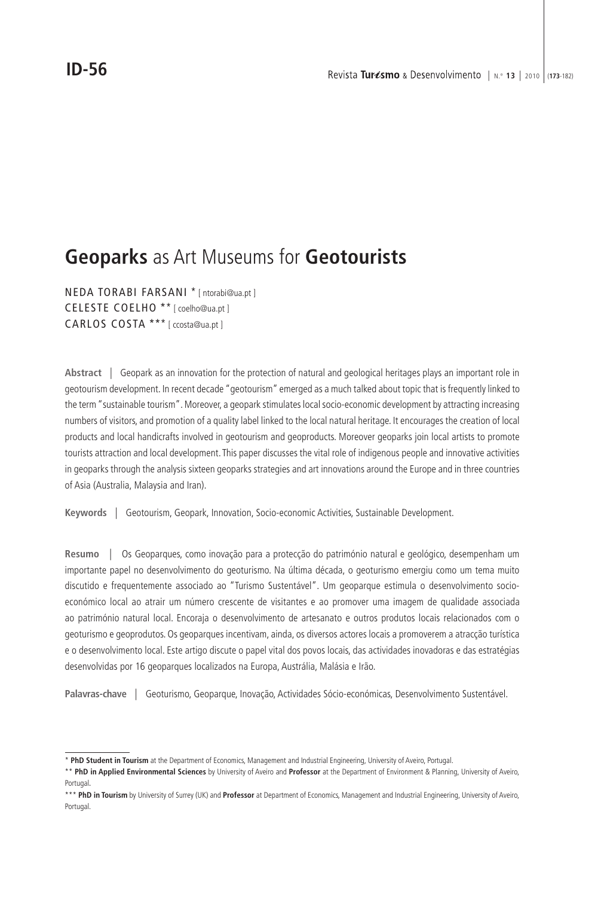**ID-56**

# **Geoparks** as Art Museums for **Geotourists**

NEDA TORABI FARSANI * [ ntorabi@ua.pt ]
CELESTE COELHO ** [ coelho@ua.pt ]
CARLOS COSTA *** [ ccosta@ua.pt ]

**Abstract** | Geopark as an innovation for the protection of natural and geological heritages plays an important role in geotourism development. In recent decade "geotourism" emerged as a much talked about topic that is frequently linked to the term "sustainable tourism". Moreover, a geopark stimulates local socio-economic development by attracting increasing numbers of visitors, and promotion of a quality label linked to the local natural heritage. It encourages the creation of local products and local handicrafts involved in geotourism and geoproducts. Moreover geoparks join local artists to promote tourists attraction and local development. This paper discusses the vital role of indigenous people and innovative activities in geoparks through the analysis sixteen geoparks strategies and art innovations around the Europe and in three countries of Asia (Australia, Malaysia and Iran).

**Keywords** | Geotourism, Geopark, Innovation, Socio-economic Activities, Sustainable Development.

**Resumo** | Os Geoparques, como inovação para a protecção do património natural e geológico, desempenham um importante papel no desenvolvimento do geoturismo. Na última década, o geoturismo emergiu como um tema muito discutido e frequentemente associado ao "Turismo Sustentável". Um geoparque estimula o desenvolvimento socio-económico local ao atrair um número crescente de visitantes e ao promover uma imagem de qualidade associada ao património natural local. Encoraja o desenvolvimento de artesanato e outros produtos locais relacionados com o geoturismo e geoprodutos. Os geoparques incentivam, ainda, os diversos actores locais a promoverem a atracção turística e o desenvolvimento local. Este artigo discute o papel vital dos povos locais, das actividades inovadoras e das estratégias desenvolvidas por 16 geoparques localizados na Europa, Austrália, Malásia e Irão.

**Palavras-chave** | Geoturismo, Geoparque, Inovação, Actividades Sócio-económicas, Desenvolvimento Sustentável.

---

* **PhD Student in Tourism** at the Department of Economics, Management and Industrial Engineering, University of Aveiro, Portugal.

** **PhD in Applied Environmental Sciences** by University of Aveiro and **Professor** at the Department of Environment & Planning, University of Aveiro, Portugal.

*** **PhD in Tourism** by University of Surrey (UK) and **Professor** at Department of Economics, Management and Industrial Engineering, University of Aveiro, Portugal.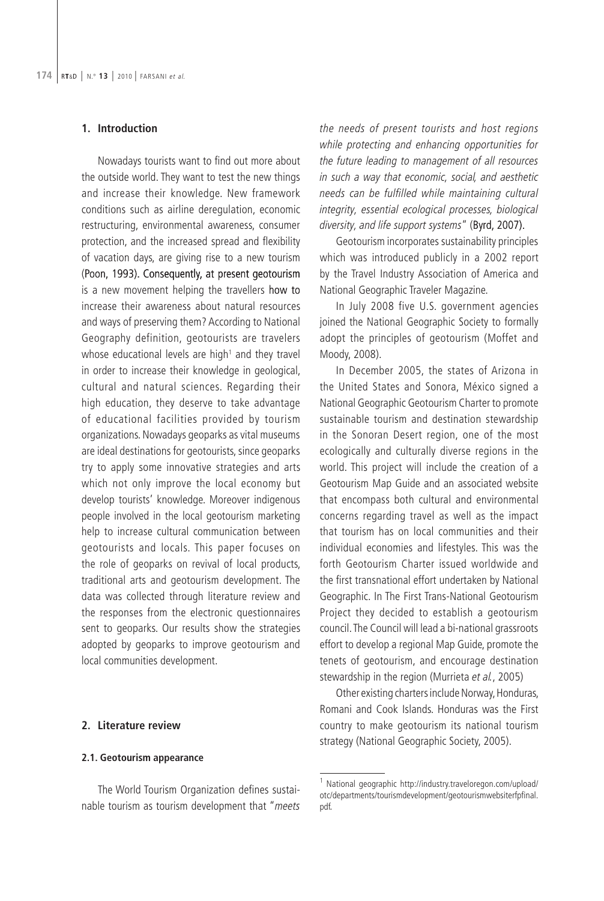## 1. Introduction

Nowadays tourists want to find out more about the outside world. They want to test the new things and increase their knowledge. New framework conditions such as airline deregulation, economic restructuring, environmental awareness, consumer protection, and the increased spread and flexibility of vacation days, are giving rise to a new tourism (Poon, 1993). Consequently, at present geotourism is a new movement helping the travellers how to increase their awareness about natural resources and ways of preserving them? According to National Geography definition, geotourists are travelers whose educational levels are high[1] and they travel in order to increase their knowledge in geological, cultural and natural sciences. Regarding their high education, they deserve to take advantage of educational facilities provided by tourism organizations. Nowadays geoparks as vital museums are ideal destinations for geotourists, since geoparks try to apply some innovative strategies and arts which not only improve the local economy but develop tourists' knowledge. Moreover indigenous people involved in the local geotourism marketing help to increase cultural communication between geotourists and locals. This paper focuses on the role of geoparks on revival of local products, traditional arts and geotourism development. The data was collected through literature review and the responses from the electronic questionnaires sent to geoparks. Our results show the strategies adopted by geoparks to improve geotourism and local communities development.

## 2. Literature review

### 2.1. Geotourism appearance

The World Tourism Organization defines sustainable tourism as tourism development that "*meets the needs of present tourists and host regions while protecting and enhancing opportunities for the future leading to management of all resources in such a way that economic, social, and aesthetic needs can be fulfilled while maintaining cultural integrity, essential ecological processes, biological diversity, and life support systems*" (Byrd, 2007).

Geotourism incorporates sustainability principles which was introduced publicly in a 2002 report by the Travel Industry Association of America and National Geographic Traveler Magazine.

In July 2008 five U.S. government agencies joined the National Geographic Society to formally adopt the principles of geotourism (Moffet and Moody, 2008).

In December 2005, the states of Arizona in the United States and Sonora, México signed a National Geographic Geotourism Charter to promote sustainable tourism and destination stewardship in the Sonoran Desert region, one of the most ecologically and culturally diverse regions in the world. This project will include the creation of a Geotourism Map Guide and an associated website that encompass both cultural and environmental concerns regarding travel as well as the impact that tourism has on local communities and their individual economies and lifestyles. This was the forth Geotourism Charter issued worldwide and the first transnational effort undertaken by National Geographic. In The First Trans-National Geotourism Project they decided to establish a geotourism council. The Council will lead a bi-national grassroots effort to develop a regional Map Guide, promote the tenets of geotourism, and encourage destination stewardship in the region (Murrieta *et al.*, 2005)

Other existing charters include Norway, Honduras, Romani and Cook Islands. Honduras was the First country to make geotourism its national tourism strategy (National Geographic Society, 2005).

[1] National geographic http://industry.traveloregon.com/upload/otc/departments/tourismdevelopment/geotourismwebsiterfpfinal.pdf.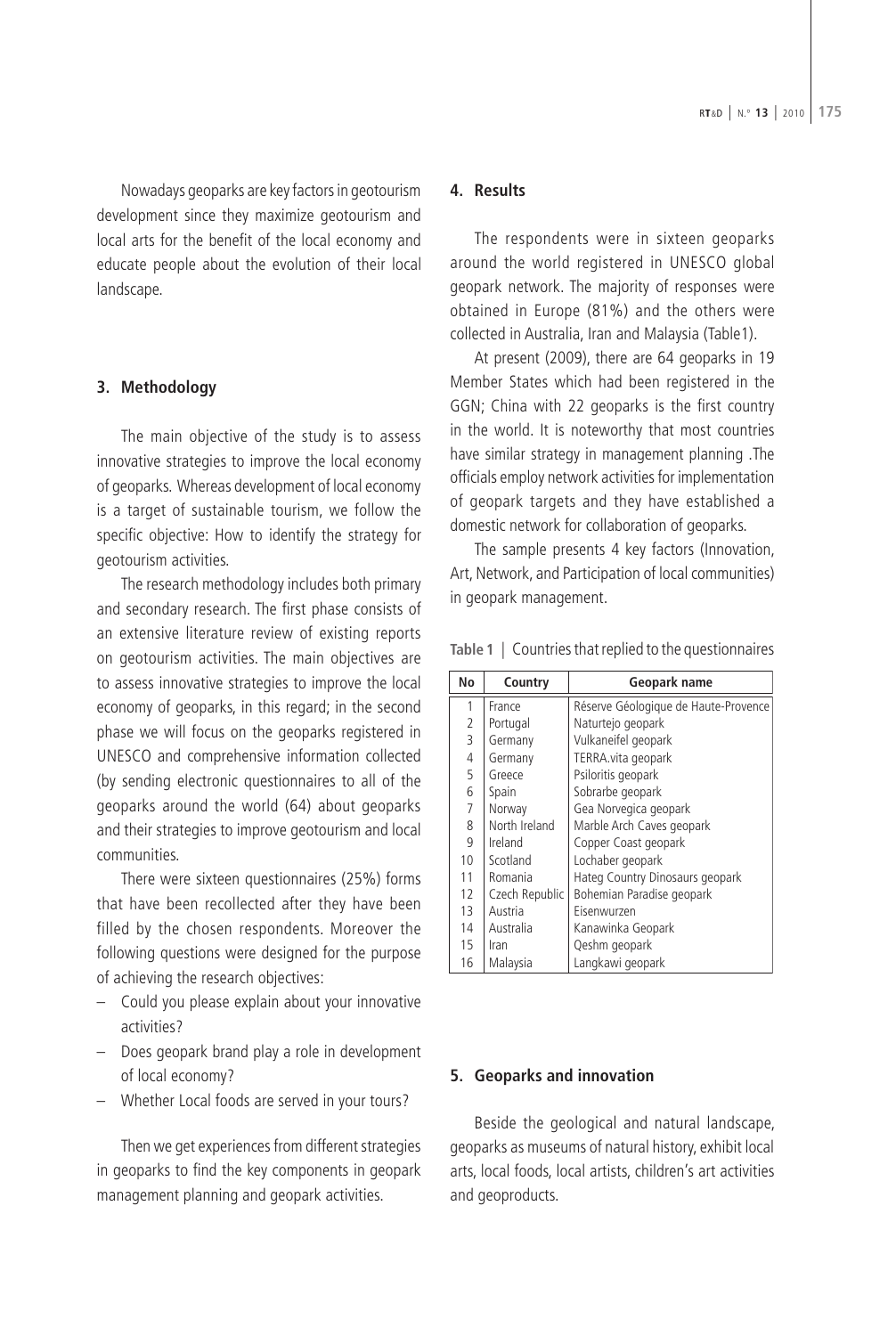Nowadays geoparks are key factors in geotourism development since they maximize geotourism and local arts for the benefit of the local economy and educate people about the evolution of their local landscape.

## 3. Methodology

The main objective of the study is to assess innovative strategies to improve the local economy of geoparks. Whereas development of local economy is a target of sustainable tourism, we follow the specific objective: How to identify the strategy for geotourism activities.

The research methodology includes both primary and secondary research. The first phase consists of an extensive literature review of existing reports on geotourism activities. The main objectives are to assess innovative strategies to improve the local economy of geoparks, in this regard; in the second phase we will focus on the geoparks registered in UNESCO and comprehensive information collected (by sending electronic questionnaires to all of the geoparks around the world (64) about geoparks and their strategies to improve geotourism and local communities.

There were sixteen questionnaires (25%) forms that have been recollected after they have been filled by the chosen respondents. Moreover the following questions were designed for the purpose of achieving the research objectives:

- Could you please explain about your innovative activities?
- Does geopark brand play a role in development of local economy?
- Whether Local foods are served in your tours?

Then we get experiences from different strategies in geoparks to find the key components in geopark management planning and geopark activities.

## 4. Results

The respondents were in sixteen geoparks around the world registered in UNESCO global geopark network. The majority of responses were obtained in Europe (81%) and the others were collected in Australia, Iran and Malaysia (Table1).

At present (2009), there are 64 geoparks in 19 Member States which had been registered in the GGN; China with 22 geoparks is the first country in the world. It is noteworthy that most countries have similar strategy in management planning .The officials employ network activities for implementation of geopark targets and they have established a domestic network for collaboration of geoparks.

The sample presents 4 key factors (Innovation, Art, Network, and Participation of local communities) in geopark management.

**Table 1** | Countries that replied to the questionnaires

| No | Country | Geopark name |
|---|---|---|
| 1 | France | Réserve Géologique de Haute-Provence |
| 2 | Portugal | Naturtejo geopark |
| 3 | Germany | Vulkaneifel geopark |
| 4 | Germany | TERRA.vita geopark |
| 5 | Greece | Psiloritis geopark |
| 6 | Spain | Sobrarbe geopark |
| 7 | Norway | Gea Norvegica geopark |
| 8 | North Ireland | Marble Arch Caves geopark |
| 9 | Ireland | Copper Coast geopark |
| 10 | Scotland | Lochaber geopark |
| 11 | Romania | Hateg Country Dinosaurs geopark |
| 12 | Czech Republic | Bohemian Paradise geopark |
| 13 | Austria | Eisenwurzen |
| 14 | Australia | Kanawinka Geopark |
| 15 | Iran | Qeshm geopark |
| 16 | Malaysia | Langkawi geopark |

## 5. Geoparks and innovation

Beside the geological and natural landscape, geoparks as museums of natural history, exhibit local arts, local foods, local artists, children's art activities and geoproducts.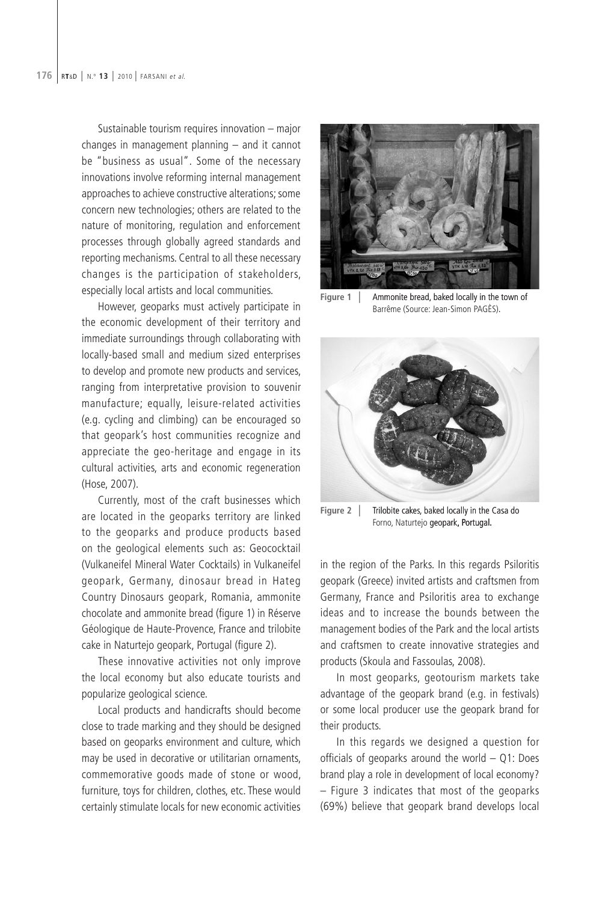Sustainable tourism requires innovation – major changes in management planning – and it cannot be "business as usual". Some of the necessary innovations involve reforming internal management approaches to achieve constructive alterations; some concern new technologies; others are related to the nature of monitoring, regulation and enforcement processes through globally agreed standards and reporting mechanisms. Central to all these necessary changes is the participation of stakeholders, especially local artists and local communities.

However, geoparks must actively participate in the economic development of their territory and immediate surroundings through collaborating with locally-based small and medium sized enterprises to develop and promote new products and services, ranging from interpretative provision to souvenir manufacture; equally, leisure-related activities (e.g. cycling and climbing) can be encouraged so that geopark's host communities recognize and appreciate the geo-heritage and engage in its cultural activities, arts and economic regeneration (Hose, 2007).

Currently, most of the craft businesses which are located in the geoparks territory are linked to the geoparks and produce products based on the geological elements such as: Geococktail (Vulkaneifel Mineral Water Cocktails) in Vulkaneifel geopark, Germany, dinosaur bread in Hateg Country Dinosaurs geopark, Romania, ammonite chocolate and ammonite bread (figure 1) in Réserve Géologique de Haute-Provence, France and trilobite cake in Naturtejo geopark, Portugal (figure 2).

These innovative activities not only improve the local economy but also educate tourists and popularize geological science.

Local products and handicrafts should become close to trade marking and they should be designed based on geoparks environment and culture, which may be used in decorative or utilitarian ornaments, commemorative goods made of stone or wood, furniture, toys for children, clothes, etc. These would certainly stimulate locals for new economic activities in the region of the Parks. In this regards Psiloritis geopark (Greece) invited artists and craftsmen from Germany, France and Psiloritis area to exchange ideas and to increase the bounds between the management bodies of the Park and the local artists and craftsmen to create innovative strategies and products (Skoula and Fassoulas, 2008).

Figure 1 | Ammonite bread, baked locally in the town of Barrême (Source: Jean-Simon PAGÈS).

Figure 2 | Trilobite cakes, baked locally in the Casa do Forno, Naturtejo geopark, Portugal.

In most geoparks, geotourism markets take advantage of the geopark brand (e.g. in festivals) or some local producer use the geopark brand for their products.

In this regards we designed a question for officials of geoparks around the world – Q1: Does brand play a role in development of local economy? – Figure 3 indicates that most of the geoparks (69%) believe that geopark brand develops local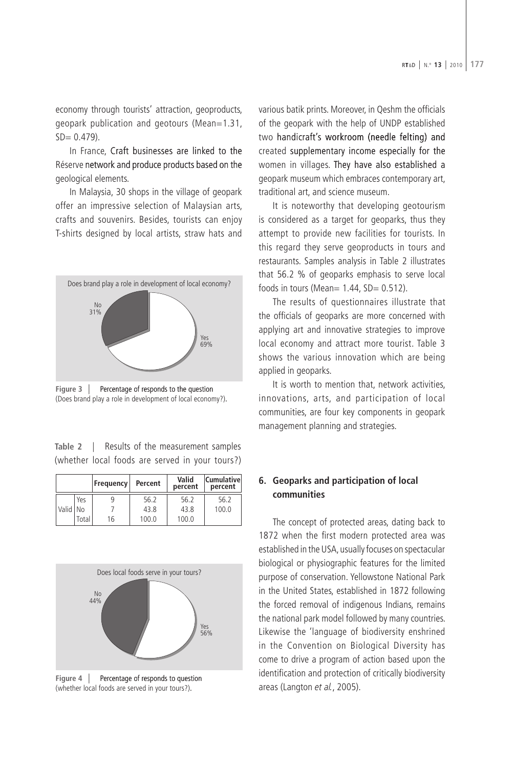economy through tourists' attraction, geoproducts, geopark publication and geotours (Mean=1.31, SD= 0.479).

In France, Craft businesses are linked to the Réserve network and produce products based on the geological elements.

In Malaysia, 30 shops in the village of geopark offer an impressive selection of Malaysian arts, crafts and souvenirs. Besides, tourists can enjoy T-shirts designed by local artists, straw hats and various batik prints. Moreover, in Qeshm the officials of the geopark with the help of UNDP established two handicraft's workroom (needle felting) and created supplementary income especially for the women in villages. They have also established a geopark museum which embraces contemporary art, traditional art, and science museum.

**Figure 3** | Percentage of responds to the question (Does brand play a role in development of local economy?).

**Table 2** | Results of the measurement samples (whether local foods are served in your tours?)

| | | Frequency | Percent | Valid percent | Cumulative percent |
|---|---|---|---|---|---|
| Valid | Yes | 9 | 56.2 | 56.2 | 56.2 |
| | No | 7 | 43.8 | 43.8 | 100.0 |
| | Total | 16 | 100.0 | 100.0 | |

**Figure 4** | Percentage of responds to question (whether local foods are served in your tours?).

It is noteworthy that developing geotourism is considered as a target for geoparks, thus they attempt to provide new facilities for tourists. In this regard they serve geoproducts in tours and restaurants. Samples analysis in Table 2 illustrates that 56.2 % of geoparks emphasis to serve local foods in tours (Mean= 1.44, SD= 0.512).

The results of questionnaires illustrate that the officials of geoparks are more concerned with applying art and innovative strategies to improve local economy and attract more tourist. Table 3 shows the various innovation which are being applied in geoparks.

It is worth to mention that, network activities, innovations, arts, and participation of local communities, are four key components in geopark management planning and strategies.

## 6. Geoparks and participation of local communities

The concept of protected areas, dating back to 1872 when the first modern protected area was established in the USA, usually focuses on spectacular biological or physiographic features for the limited purpose of conservation. Yellowstone National Park in the United States, established in 1872 following the forced removal of indigenous Indians, remains the national park model followed by many countries. Likewise the 'language of biodiversity enshrined in the Convention on Biological Diversity has come to drive a program of action based upon the identification and protection of critically biodiversity areas (Langton *et al.*, 2005).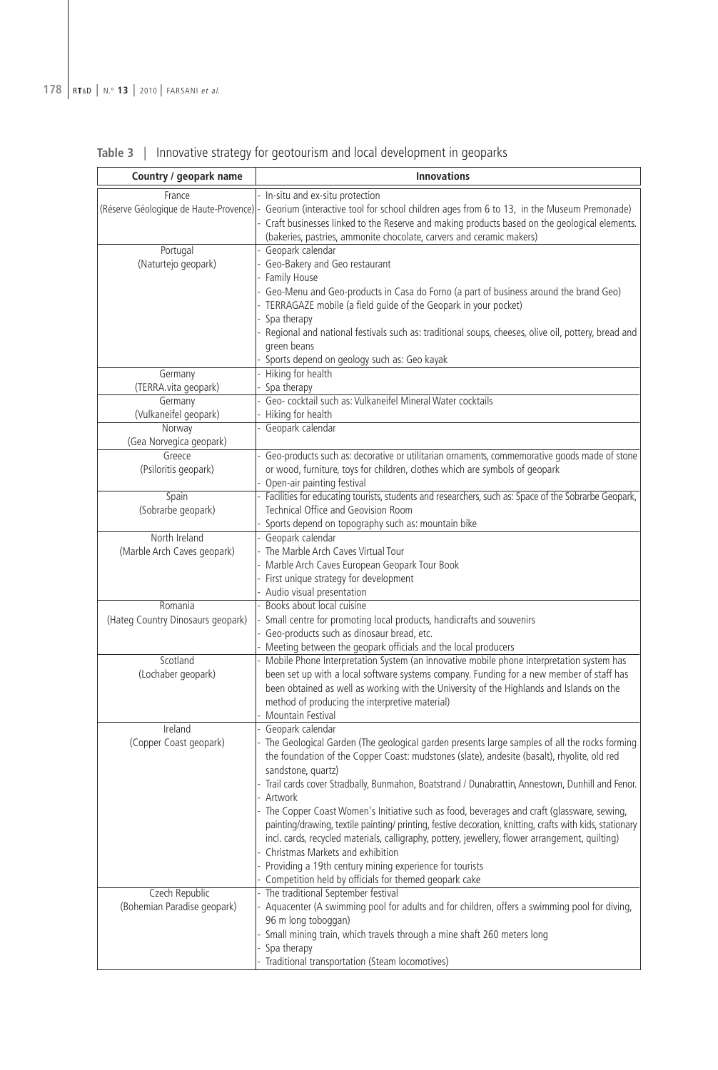**Table 3** | Innovative strategy for geotourism and local development in geoparks

| Country / geopark name | Innovations |
|---|---|
| France (Réserve Géologique de Haute-Provence) | - In-situ and ex-situ protection<br>- Georium (interactive tool for school children ages from 6 to 13, in the Museum Premonade)<br>- Craft businesses linked to the Reserve and making products based on the geological elements. (bakeries, pastries, ammonite chocolate, carvers and ceramic makers) |
| Portugal (Naturtejo geopark) | - Geopark calendar<br>- Geo-Bakery and Geo restaurant<br>- Family House<br>- Geo-Menu and Geo-products in Casa do Forno (a part of business around the brand Geo)<br>- TERRAGAZE mobile (a field guide of the Geopark in your pocket)<br>- Spa therapy<br>- Regional and national festivals such as: traditional soups, cheeses, olive oil, pottery, bread and green beans<br>- Sports depend on geology such as: Geo kayak |
| Germany (TERRA.vita geopark) | - Hiking for health<br>- Spa therapy |
| Germany (Vulkaneifel geopark) | - Geo- cocktail such as: Vulkaneifel Mineral Water cocktails<br>- Hiking for health |
| Norway (Gea Norvegica geopark) | - Geopark calendar |
| Greece (Psiloritis geopark) | - Geo-products such as: decorative or utilitarian ornaments, commemorative goods made of stone or wood, furniture, toys for children, clothes which are symbols of geopark<br>- Open-air painting festival |
| Spain (Sobrarbe geopark) | - Facilities for educating tourists, students and researchers, such as: Space of the Sobrarbe Geopark, Technical Office and Geovision Room<br>- Sports depend on topography such as: mountain bike |
| North Ireland (Marble Arch Caves geopark) | - Geopark calendar<br>- The Marble Arch Caves Virtual Tour<br>- Marble Arch Caves European Geopark Tour Book<br>- First unique strategy for development<br>- Audio visual presentation |
| Romania (Hateg Country Dinosaurs geopark) | - Books about local cuisine<br>- Small centre for promoting local products, handicrafts and souvenirs<br>- Geo-products such as dinosaur bread, etc.<br>- Meeting between the geopark officials and the local producers |
| Scotland (Lochaber geopark) | - Mobile Phone Interpretation System (an innovative mobile phone interpretation system has been set up with a local software systems company. Funding for a new member of staff has been obtained as well as working with the University of the Highlands and Islands on the method of producing the interpretive material)<br>- Mountain Festival |
| Ireland (Copper Coast geopark) | - Geopark calendar<br>- The Geological Garden (The geological garden presents large samples of all the rocks forming the foundation of the Copper Coast: mudstones (slate), andesite (basalt), rhyolite, old red sandstone, quartz)<br>- Trail cards cover Stradbally, Bunmahon, Boatstrand / Dunabrattin, Annestown, Dunhill and Fenor.<br>- Artwork<br>- The Copper Coast Women's Initiative such as food, beverages and craft (glassware, sewing, painting/drawing, textile painting/ printing, festive decoration, knitting, crafts with kids, stationary incl. cards, recycled materials, calligraphy, pottery, jewellery, flower arrangement, quilting)<br>- Christmas Markets and exhibition<br>- Providing a 19th century mining experience for tourists<br>- Competition held by officials for themed geopark cake |
| Czech Republic (Bohemian Paradise geopark) | - The traditional September festival<br>- Aquacenter (A swimming pool for adults and for children, offers a swimming pool for diving, 96 m long toboggan)<br>- Small mining train, which travels through a mine shaft 260 meters long<br>- Spa therapy<br>- Traditional transportation (Steam locomotives) |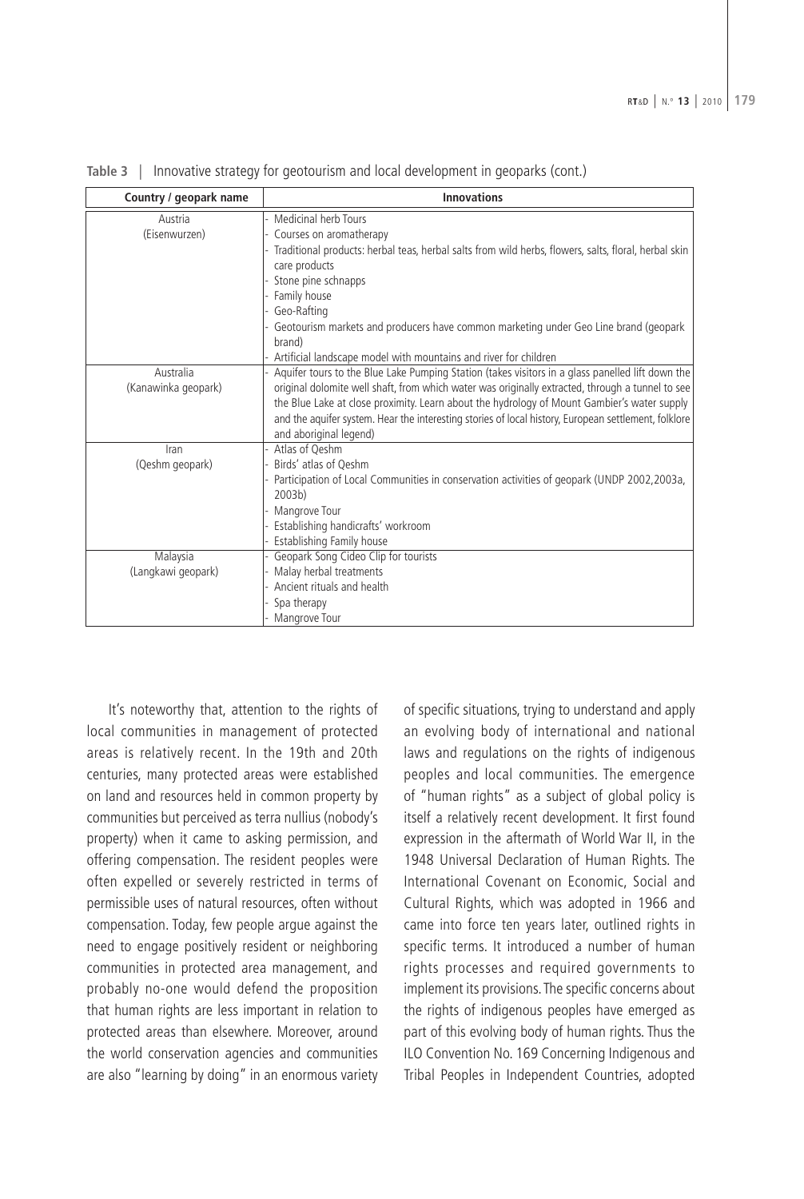**Table 3** | Innovative strategy for geotourism and local development in geoparks (cont.)

| Country / geopark name | Innovations |
|---|---|
| Austria (Eisenwurzen) | - Medicinal herb Tours<br>- Courses on aromatherapy<br>- Traditional products: herbal teas, herbal salts from wild herbs, flowers, salts, floral, herbal skin care products<br>- Stone pine schnapps<br>- Family house<br>- Geo-Rafting<br>- Geotourism markets and producers have common marketing under Geo Line brand (geopark brand)<br>- Artificial landscape model with mountains and river for children |
| Australia (Kanawinka geopark) | - Aquifer tours to the Blue Lake Pumping Station (takes visitors in a glass panelled lift down the original dolomite well shaft, from which water was originally extracted, through a tunnel to see the Blue Lake at close proximity. Learn about the hydrology of Mount Gambier's water supply and the aquifer system. Hear the interesting stories of local history, European settlement, folklore and aboriginal legend) |
| Iran (Qeshm geopark) | - Atlas of Qeshm<br>- Birds' atlas of Qeshm<br>- Participation of Local Communities in conservation activities of geopark (UNDP 2002,2003a, 2003b)<br>- Mangrove Tour<br>- Establishing handicrafts' workroom<br>- Establishing Family house |
| Malaysia (Langkawi geopark) | - Geopark Song Cideo Clip for tourists<br>- Malay herbal treatments<br>- Ancient rituals and health<br>- Spa therapy<br>- Mangrove Tour |

It's noteworthy that, attention to the rights of local communities in management of protected areas is relatively recent. In the 19th and 20th centuries, many protected areas were established on land and resources held in common property by communities but perceived as terra nullius (nobody's property) when it came to asking permission, and offering compensation. The resident peoples were often expelled or severely restricted in terms of permissible uses of natural resources, often without compensation. Today, few people argue against the need to engage positively resident or neighboring communities in protected area management, and probably no-one would defend the proposition that human rights are less important in relation to protected areas than elsewhere. Moreover, around the world conservation agencies and communities are also "learning by doing" in an enormous variety of specific situations, trying to understand and apply an evolving body of international and national laws and regulations on the rights of indigenous peoples and local communities. The emergence of "human rights" as a subject of global policy is itself a relatively recent development. It first found expression in the aftermath of World War II, in the 1948 Universal Declaration of Human Rights. The International Covenant on Economic, Social and Cultural Rights, which was adopted in 1966 and came into force ten years later, outlined rights in specific terms. It introduced a number of human rights processes and required governments to implement its provisions. The specific concerns about the rights of indigenous peoples have emerged as part of this evolving body of human rights. Thus the ILO Convention No. 169 Concerning Indigenous and Tribal Peoples in Independent Countries, adopted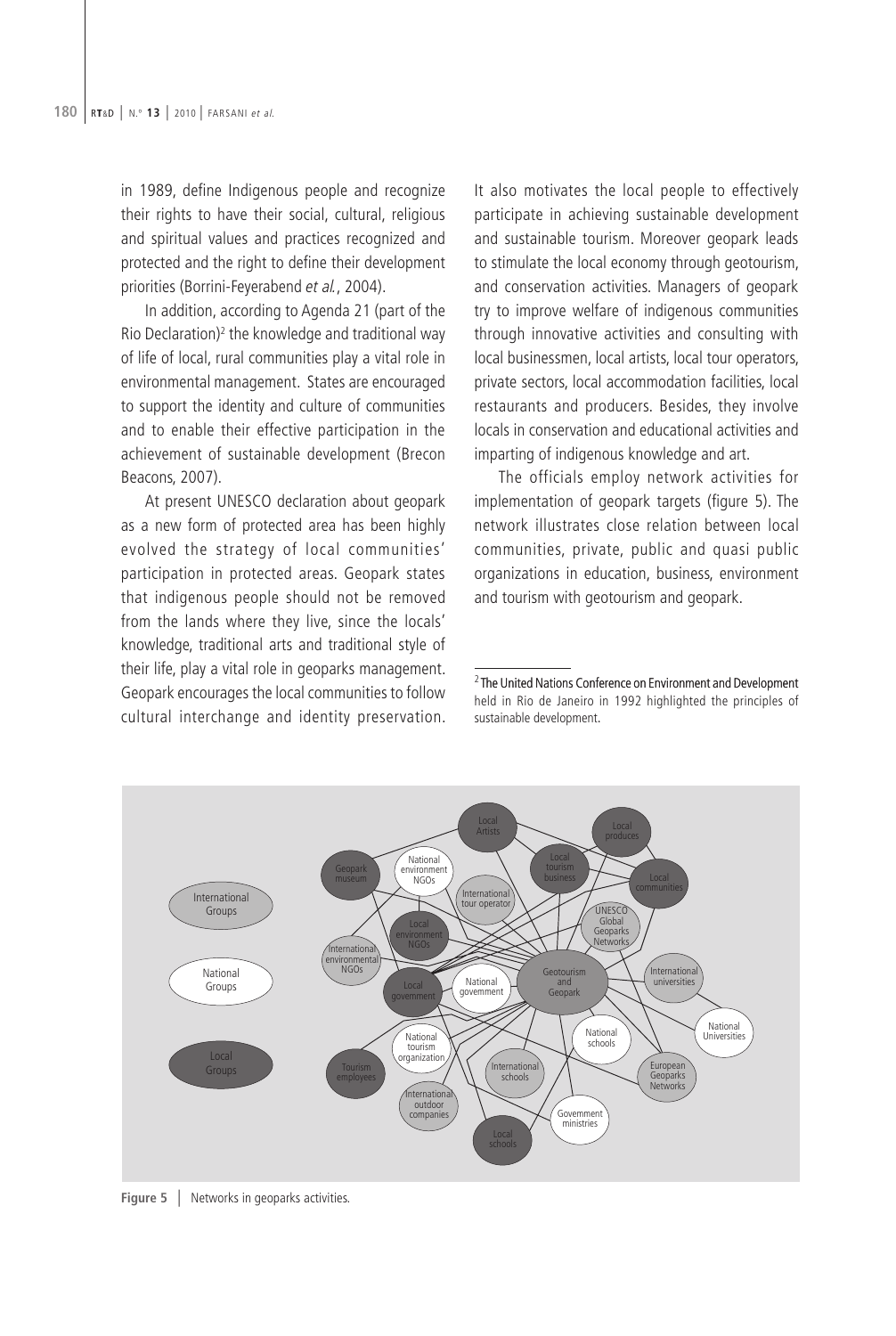in 1989, define Indigenous people and recognize their rights to have their social, cultural, religious and spiritual values and practices recognized and protected and the right to define their development priorities (Borrini-Feyerabend *et al.*, 2004).

In addition, according to Agenda 21 (part of the Rio Declaration)[2] the knowledge and traditional way of life of local, rural communities play a vital role in environmental management. States are encouraged to support the identity and culture of communities and to enable their effective participation in the achievement of sustainable development (Brecon Beacons, 2007).

At present UNESCO declaration about geopark as a new form of protected area has been highly evolved the strategy of local communities' participation in protected areas. Geopark states that indigenous people should not be removed from the lands where they live, since the locals' knowledge, traditional arts and traditional style of their life, play a vital role in geoparks management. Geopark encourages the local communities to follow cultural interchange and identity preservation. It also motivates the local people to effectively participate in achieving sustainable development and sustainable tourism. Moreover geopark leads to stimulate the local economy through geotourism, and conservation activities. Managers of geopark try to improve welfare of indigenous communities through innovative activities and consulting with local businessmen, local artists, local tour operators, private sectors, local accommodation facilities, local restaurants and producers. Besides, they involve locals in conservation and educational activities and imparting of indigenous knowledge and art.

The officials employ network activities for implementation of geopark targets (figure 5). The network illustrates close relation between local communities, private, public and quasi public organizations in education, business, environment and tourism with geotourism and geopark.

[2] The United Nations Conference on Environment and Development held in Rio de Janeiro in 1992 highlighted the principles of sustainable development.

**Figure 5** | Networks in geoparks activities.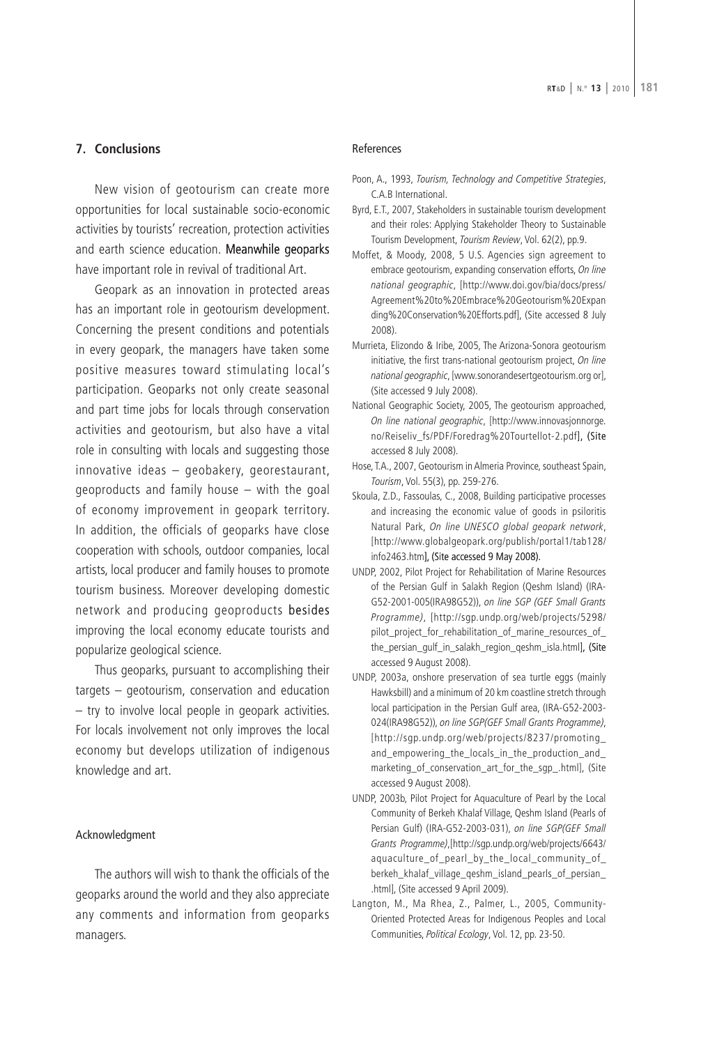## 7. Conclusions

New vision of geotourism can create more opportunities for local sustainable socio-economic activities by tourists' recreation, protection activities and earth science education. Meanwhile geoparks have important role in revival of traditional Art.

Geopark as an innovation in protected areas has an important role in geotourism development. Concerning the present conditions and potentials in every geopark, the managers have taken some positive measures toward stimulating local's participation. Geoparks not only create seasonal and part time jobs for locals through conservation activities and geotourism, but also have a vital role in consulting with locals and suggesting those innovative ideas – geobakery, georestaurant, geoproducts and family house – with the goal of economy improvement in geopark territory. In addition, the officials of geoparks have close cooperation with schools, outdoor companies, local artists, local producer and family houses to promote tourism business. Moreover developing domestic network and producing geoproducts besides improving the local economy educate tourists and popularize geological science.

Thus geoparks, pursuant to accomplishing their targets – geotourism, conservation and education – try to involve local people in geopark activities. For locals involvement not only improves the local economy but develops utilization of indigenous knowledge and art.

### Acknowledgment

The authors will wish to thank the officials of the geoparks around the world and they also appreciate any comments and information from geoparks managers.

### References

Poon, A., 1993, *Tourism, Technology and Competitive Strategies*, C.A.B International.

Byrd, E.T., 2007, Stakeholders in sustainable tourism development and their roles: Applying Stakeholder Theory to Sustainable Tourism Development, *Tourism Review*, Vol. 62(2), pp.9.

Moffet, & Moody, 2008, 5 U.S. Agencies sign agreement to embrace geotourism, expanding conservation efforts, *On line national geographic*, [http://www.doi.gov/bia/docs/press/Agreement%20to%20Embrace%20Geotourism%20Expanding%20Conservation%20Efforts.pdf], (Site accessed 8 July 2008).

Murrieta, Elizondo & Iribe, 2005, The Arizona-Sonora geotourism initiative, the first trans-national geotourism project, *On line national geographic*, [www.sonorandesertgeotourism.org or], (Site accessed 9 July 2008).

National Geographic Society, 2005, The geotourism approached, *On line national geographic*, [http://www.innovasjonnorge.no/Reiseliv_fs/PDF/Foredrag%20Tourtellot-2.pdf], (Site accessed 8 July 2008).

Hose, T.A., 2007, Geotourism in Almeria Province, southeast Spain, *Tourism*, Vol. 55(3), pp. 259-276.

Skoula, Z.D., Fassoulas, C., 2008, Building participative processes and increasing the economic value of goods in psiloritis Natural Park, *On line UNESCO global geopark network*, [http://www.globalgeopark.org/publish/portal1/tab128/info2463.htm], (Site accessed 9 May 2008).

UNDP, 2002, Pilot Project for Rehabilitation of Marine Resources of the Persian Gulf in Salakh Region (Qeshm Island) (IRA-G52-2001-005(IRA98G52)), *on line SGP (GEF Small Grants Programme)*, [http://sgp.undp.org/web/projects/5298/pilot_project_for_rehabilitation_of_marine_resources_of_the_persian_gulf_in_salakh_region_qeshm_isla.html], (Site accessed 9 August 2008).

UNDP, 2003a, onshore preservation of sea turtle eggs (mainly Hawksbill) and a minimum of 20 km coastline stretch through local participation in the Persian Gulf area, (IRA-G52-2003-024(IRA98G52)), *on line SGP(GEF Small Grants Programme)*, [http://sgp.undp.org/web/projects/8237/promoting_and_empowering_the_locals_in_the_production_and_marketing_of_conservation_art_for_the_sgp_.html], (Site accessed 9 August 2008).

UNDP, 2003b, Pilot Project for Aquaculture of Pearl by the Local Community of Berkeh Khalaf Village, Qeshm Island (Pearls of Persian Gulf) (IRA-G52-2003-031), *on line SGP(GEF Small Grants Programme)*,[http://sgp.undp.org/web/projects/6643/aquaculture_of_pearl_by_the_local_community_of_berkeh_khalaf_village_qeshm_island_pearls_of_persian_.html], (Site accessed 9 April 2009).

Langton, M., Ma Rhea, Z., Palmer, L., 2005, Community-Oriented Protected Areas for Indigenous Peoples and Local Communities, *Political Ecology*, Vol. 12, pp. 23-50.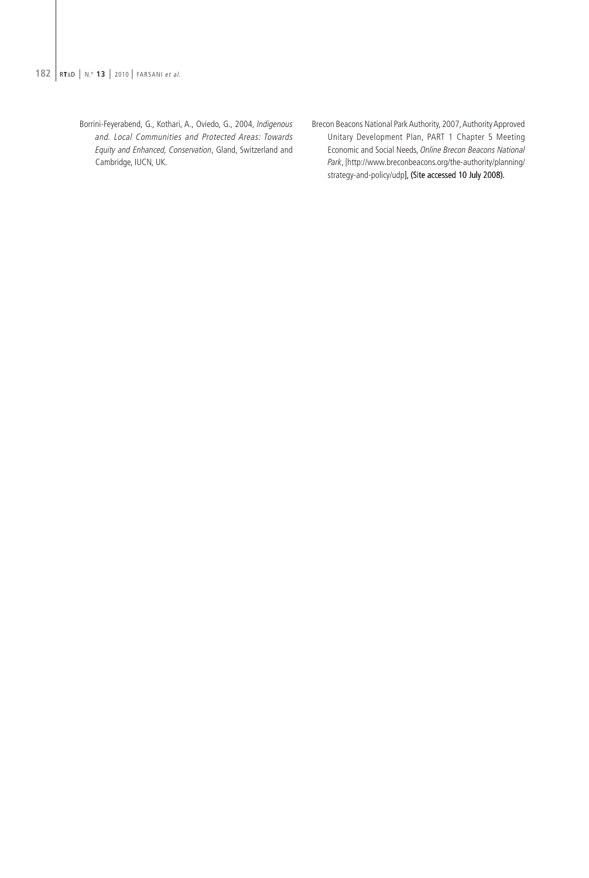Borrini-Feyerabend, G., Kothari, A., Oviedo, G., 2004, *Indigenous and. Local Communities and Protected Areas: Towards Equity and Enhanced, Conservation*, Gland, Switzerland and Cambridge, IUCN, UK.

Brecon Beacons National Park Authority, 2007, Authority Approved Unitary Development Plan, PART 1 Chapter 5 Meeting Economic and Social Needs, *Online Brecon Beacons National Park*, [http://www.breconbeacons.org/the-authority/planning/strategy-and-policy/udp], (Site accessed 10 July 2008).